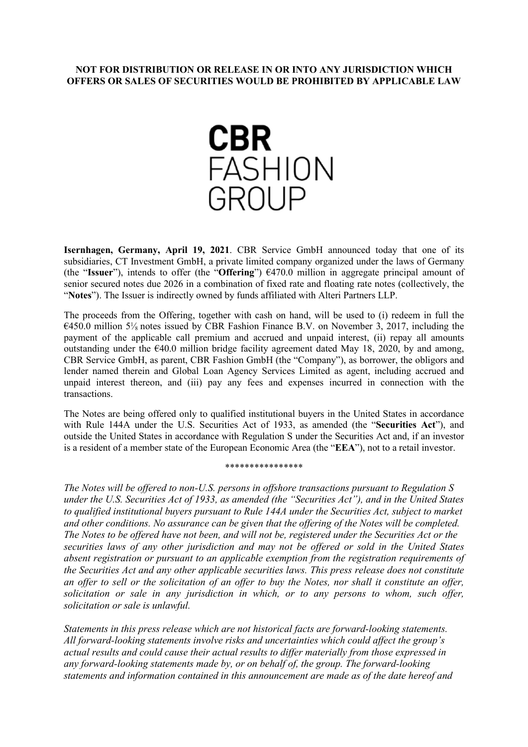**NOT FOR DISTRIBUTION OR RELEASE IN OR INTO ANY JURISDICTION WHICH OFFERS OR SALES OF SECURITIES WOULD BE PROHIBITED BY APPLICABLE LAW**

CBR FASHION GROUP

**Isernhagen, Germany, April 19, 2021**. CBR Service GmbH announced today that one of its subsidiaries, CT Investment GmbH, a private limited company organized under the laws of Germany (the "**Issuer**"), intends to offer (the "**Offering**") €470.0 million in aggregate principal amount of senior secured notes due 2026 in a combination of fixed rate and floating rate notes (collectively, the "**Notes**"). The Issuer is indirectly owned by funds affiliated with Alteri Partners LLP.

The proceeds from the Offering, together with cash on hand, will be used to (i) redeem in full the €450.0 million 5⅛ notes issued by CBR Fashion Finance B.V. on November 3, 2017, including the payment of the applicable call premium and accrued and unpaid interest, (ii) repay all amounts outstanding under the €40.0 million bridge facility agreement dated May 18, 2020, by and among, CBR Service GmbH, as parent, CBR Fashion GmbH (the "Company"), as borrower, the obligors and lender named therein and Global Loan Agency Services Limited as agent, including accrued and unpaid interest thereon, and (iii) pay any fees and expenses incurred in connection with the transactions.

The Notes are being offered only to qualified institutional buyers in the United States in accordance with Rule 144A under the U.S. Securities Act of 1933, as amended (the "**Securities Act**"), and outside the United States in accordance with Regulation S under the Securities Act and, if an investor is a resident of a member state of the European Economic Area (the "**EEA**"), not to a retail investor.

\*\*\*\*\*\*\*\*\*\*\*\*\*\*\*\*

*The Notes will be offered to non-U.S. persons in offshore transactions pursuant to Regulation S under the U.S. Securities Act of 1933, as amended (the "Securities Act"), and in the United States to qualified institutional buyers pursuant to Rule 144A under the Securities Act, subject to market and other conditions. No assurance can be given that the offering of the Notes will be completed. The Notes to be offered have not been, and will not be, registered under the Securities Act or the securities laws of any other jurisdiction and may not be offered or sold in the United States absent registration or pursuant to an applicable exemption from the registration requirements of the Securities Act and any other applicable securities laws. This press release does not constitute an offer to sell or the solicitation of an offer to buy the Notes, nor shall it constitute an offer, solicitation or sale in any jurisdiction in which, or to any persons to whom, such offer, solicitation or sale is unlawful.*

*Statements in this press release which are not historical facts are forward-looking statements. All forward-looking statements involve risks and uncertainties which could affect the group's actual results and could cause their actual results to differ materially from those expressed in any forward-looking statements made by, or on behalf of, the group. The forward-looking statements and information contained in this announcement are made as of the date hereof and*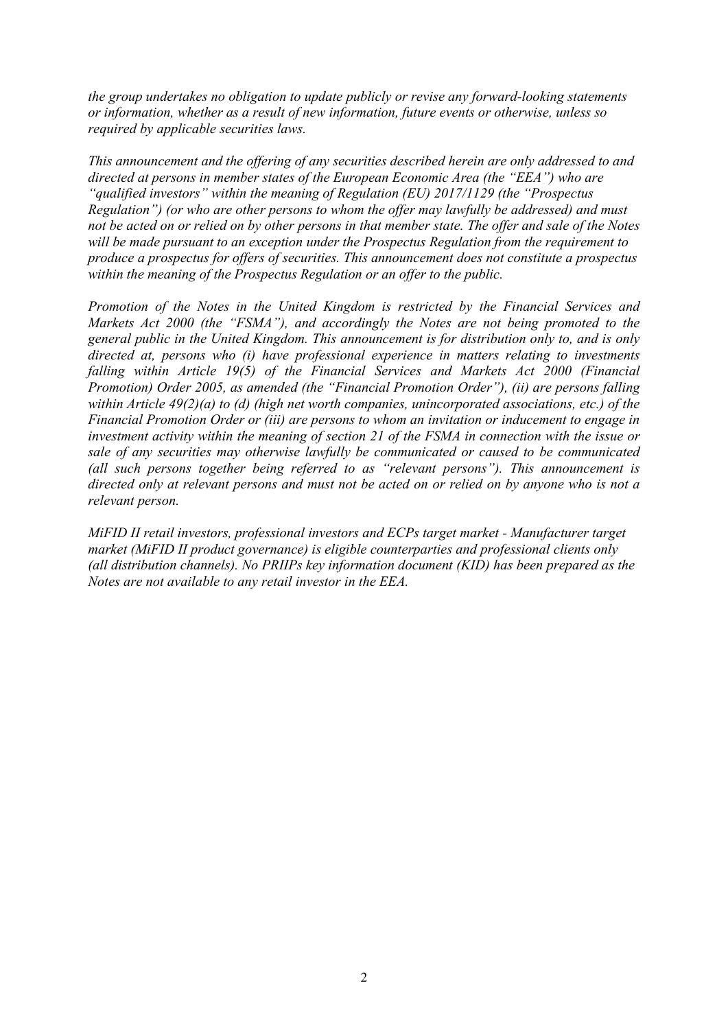*the group undertakes no obligation to update publicly or revise any forward-looking statements or information, whether as a result of new information, future events or otherwise, unless so required by applicable securities laws.*

*This announcement and the offering of any securities described herein are only addressed to and directed at persons in member states of the European Economic Area (the "EEA") who are "qualified investors" within the meaning of Regulation (EU) 2017/1129 (the "Prospectus Regulation") (or who are other persons to whom the offer may lawfully be addressed) and must not be acted on or relied on by other persons in that member state. The offer and sale of the Notes will be made pursuant to an exception under the Prospectus Regulation from the requirement to produce a prospectus for offers of securities. This announcement does not constitute a prospectus within the meaning of the Prospectus Regulation or an offer to the public.*

*Promotion of the Notes in the United Kingdom is restricted by the Financial Services and Markets Act 2000 (the "FSMA"), and accordingly the Notes are not being promoted to the general public in the United Kingdom. This announcement is for distribution only to, and is only directed at, persons who (i) have professional experience in matters relating to investments falling within Article 19(5) of the Financial Services and Markets Act 2000 (Financial Promotion) Order 2005, as amended (the "Financial Promotion Order"), (ii) are persons falling within Article 49(2)(a) to (d) (high net worth companies, unincorporated associations, etc.) of the Financial Promotion Order or (iii) are persons to whom an invitation or inducement to engage in investment activity within the meaning of section 21 of the FSMA in connection with the issue or sale of any securities may otherwise lawfully be communicated or caused to be communicated (all such persons together being referred to as "relevant persons"). This announcement is directed only at relevant persons and must not be acted on or relied on by anyone who is not a relevant person.*

*MiFID II retail investors, professional investors and ECPs target market - Manufacturer target market (MiFID II product governance) is eligible counterparties and professional clients only (all distribution channels). No PRIIPs key information document (KID) has been prepared as the Notes are not available to any retail investor in the EEA.*